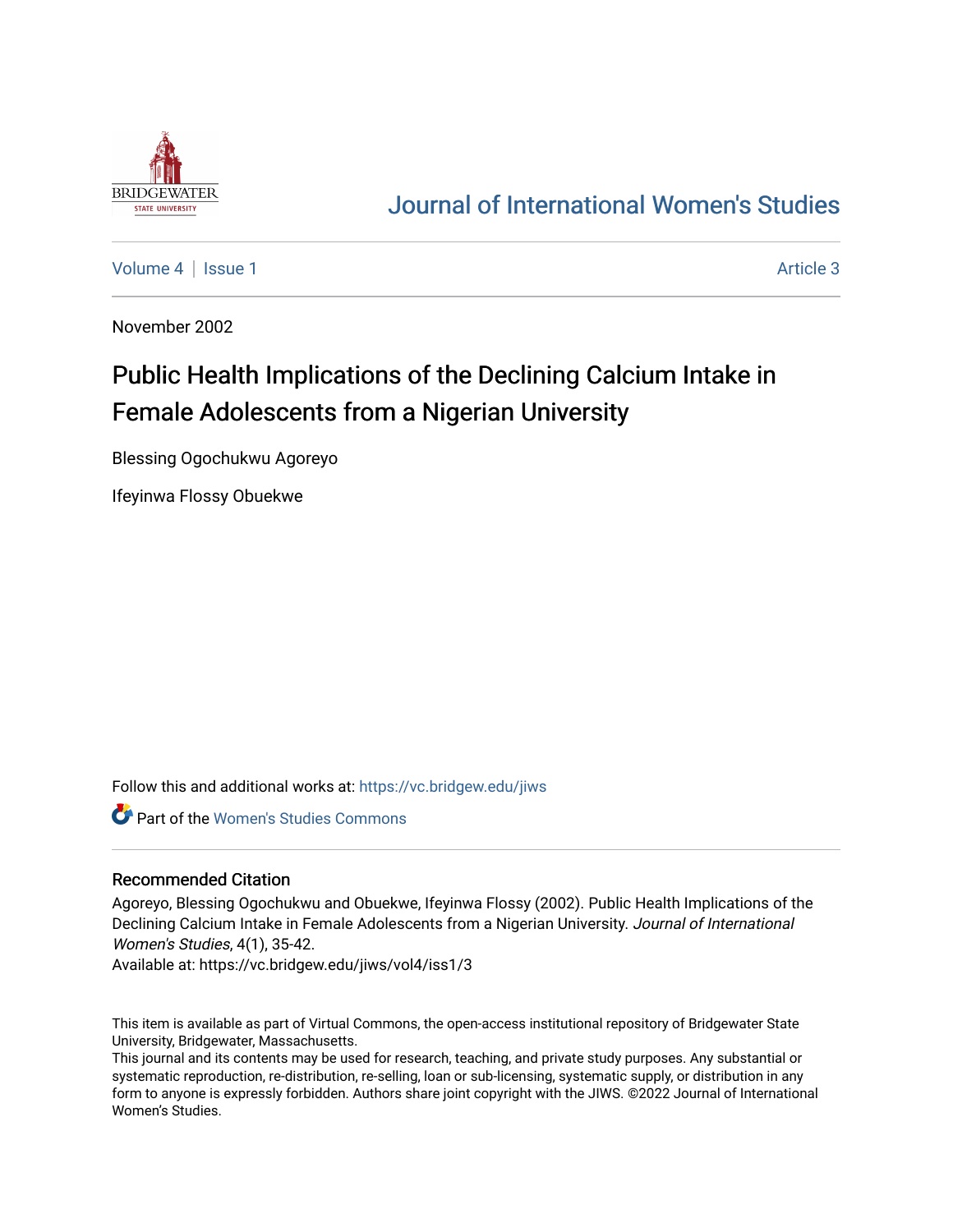# Journal of International Women's Studies

Volume 4 | Issue 1 | Article 3

November 2002

## Public Health Implications of the Declining Calcium Intake in Female Adolescents from a Nigerian University

Blessing Ogochukwu Agoreyo

Ifeyinwa Flossy Obuekwe

Follow this and additional works at: https://vc.bridgew.edu/jiws

Part of the Women's Studies Commons

### Recommended Citation

Agoreyo, Blessing Ogochukwu and Obuekwe, Ifeyinwa Flossy (2002). Public Health Implications of the Declining Calcium Intake in Female Adolescents from a Nigerian University. *Journal of International Women's Studies*, 4(1), 35-42.
Available at: https://vc.bridgew.edu/jiws/vol4/iss1/3

This item is available as part of Virtual Commons, the open-access institutional repository of Bridgewater State University, Bridgewater, Massachusetts.
This journal and its contents may be used for research, teaching, and private study purposes. Any substantial or systematic reproduction, re-distribution, re-selling, loan or sub-licensing, systematic supply, or distribution in any form to anyone is expressly forbidden. Authors share joint copyright with the JIWS. ©2022 Journal of International Women's Studies.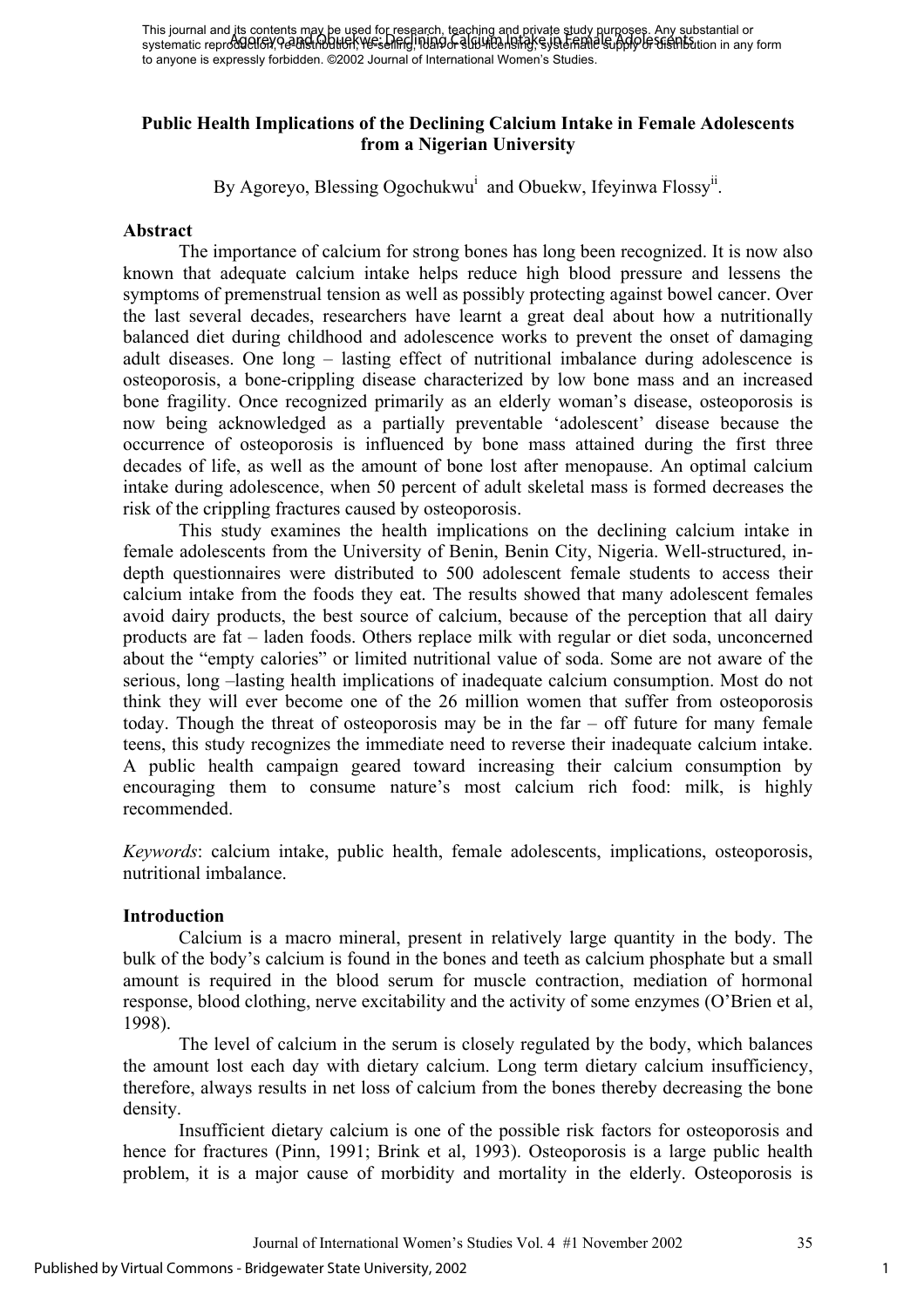# Public Health Implications of the Declining Calcium Intake in Female Adolescents from a Nigerian University

By Agoreyo, Blessing Ogochukwu[i] and Obuekw, Ifeyinwa Flossy[ii].

## Abstract

The importance of calcium for strong bones has long been recognized. It is now also known that adequate calcium intake helps reduce high blood pressure and lessens the symptoms of premenstrual tension as well as possibly protecting against bowel cancer. Over the last several decades, researchers have learnt a great deal about how a nutritionally balanced diet during childhood and adolescence works to prevent the onset of damaging adult diseases. One long – lasting effect of nutritional imbalance during adolescence is osteoporosis, a bone-crippling disease characterized by low bone mass and an increased bone fragility. Once recognized primarily as an elderly woman's disease, osteoporosis is now being acknowledged as a partially preventable 'adolescent' disease because the occurrence of osteoporosis is influenced by bone mass attained during the first three decades of life, as well as the amount of bone lost after menopause. An optimal calcium intake during adolescence, when 50 percent of adult skeletal mass is formed decreases the risk of the crippling fractures caused by osteoporosis.

This study examines the health implications on the declining calcium intake in female adolescents from the University of Benin, Benin City, Nigeria. Well-structured, in-depth questionnaires were distributed to 500 adolescent female students to access their calcium intake from the foods they eat. The results showed that many adolescent females avoid dairy products, the best source of calcium, because of the perception that all dairy products are fat – laden foods. Others replace milk with regular or diet soda, unconcerned about the "empty calories" or limited nutritional value of soda. Some are not aware of the serious, long –lasting health implications of inadequate calcium consumption. Most do not think they will ever become one of the 26 million women that suffer from osteoporosis today. Though the threat of osteoporosis may be in the far – off future for many female teens, this study recognizes the immediate need to reverse their inadequate calcium intake. A public health campaign geared toward increasing their calcium consumption by encouraging them to consume nature's most calcium rich food: milk, is highly recommended.

*Keywords*: calcium intake, public health, female adolescents, implications, osteoporosis, nutritional imbalance.

## Introduction

Calcium is a macro mineral, present in relatively large quantity in the body. The bulk of the body's calcium is found in the bones and teeth as calcium phosphate but a small amount is required in the blood serum for muscle contraction, mediation of hormonal response, blood clothing, nerve excitability and the activity of some enzymes (O'Brien et al, 1998).

The level of calcium in the serum is closely regulated by the body, which balances the amount lost each day with dietary calcium. Long term dietary calcium insufficiency, therefore, always results in net loss of calcium from the bones thereby decreasing the bone density.

Insufficient dietary calcium is one of the possible risk factors for osteoporosis and hence for fractures (Pinn, 1991; Brink et al, 1993). Osteoporosis is a large public health problem, it is a major cause of morbidity and mortality in the elderly. Osteoporosis is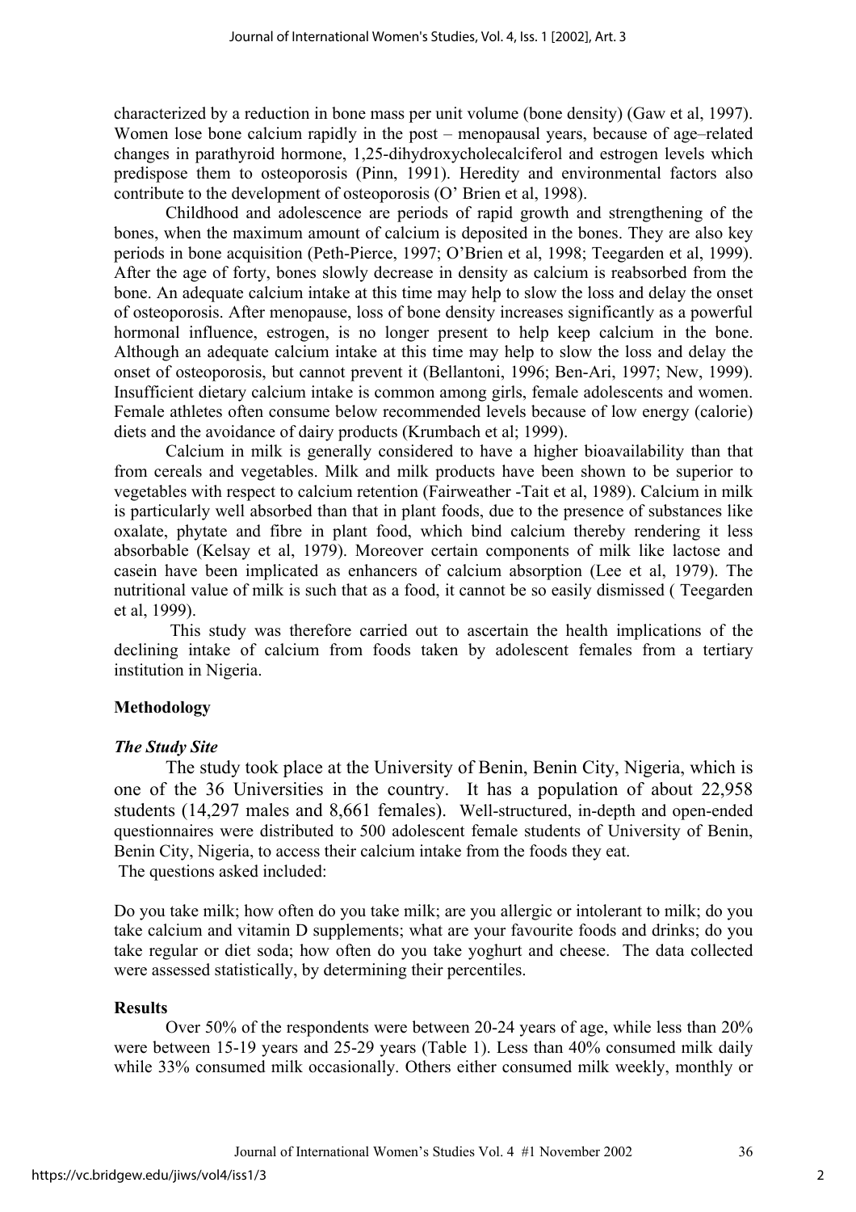characterized by a reduction in bone mass per unit volume (bone density) (Gaw et al, 1997). Women lose bone calcium rapidly in the post – menopausal years, because of age–related changes in parathyroid hormone, 1,25-dihydroxycholecalciferol and estrogen levels which predispose them to osteoporosis (Pinn, 1991). Heredity and environmental factors also contribute to the development of osteoporosis (O' Brien et al, 1998).

Childhood and adolescence are periods of rapid growth and strengthening of the bones, when the maximum amount of calcium is deposited in the bones. They are also key periods in bone acquisition (Peth-Pierce, 1997; O'Brien et al, 1998; Teegarden et al, 1999). After the age of forty, bones slowly decrease in density as calcium is reabsorbed from the bone. An adequate calcium intake at this time may help to slow the loss and delay the onset of osteoporosis. After menopause, loss of bone density increases significantly as a powerful hormonal influence, estrogen, is no longer present to help keep calcium in the bone. Although an adequate calcium intake at this time may help to slow the loss and delay the onset of osteoporosis, but cannot prevent it (Bellantoni, 1996; Ben-Ari, 1997; New, 1999). Insufficient dietary calcium intake is common among girls, female adolescents and women. Female athletes often consume below recommended levels because of low energy (calorie) diets and the avoidance of dairy products (Krumbach et al; 1999).

Calcium in milk is generally considered to have a higher bioavailability than that from cereals and vegetables. Milk and milk products have been shown to be superior to vegetables with respect to calcium retention (Fairweather -Tait et al, 1989). Calcium in milk is particularly well absorbed than that in plant foods, due to the presence of substances like oxalate, phytate and fibre in plant food, which bind calcium thereby rendering it less absorbable (Kelsay et al, 1979). Moreover certain components of milk like lactose and casein have been implicated as enhancers of calcium absorption (Lee et al, 1979). The nutritional value of milk is such that as a food, it cannot be so easily dismissed ( Teegarden et al, 1999).

This study was therefore carried out to ascertain the health implications of the declining intake of calcium from foods taken by adolescent females from a tertiary institution in Nigeria.

## Methodology

### *The Study Site*

The study took place at the University of Benin, Benin City, Nigeria, which is one of the 36 Universities in the country. It has a population of about 22,958 students (14,297 males and 8,661 females). Well-structured, in-depth and open-ended questionnaires were distributed to 500 adolescent female students of University of Benin, Benin City, Nigeria, to access their calcium intake from the foods they eat.

The questions asked included:

Do you take milk; how often do you take milk; are you allergic or intolerant to milk; do you take calcium and vitamin D supplements; what are your favourite foods and drinks; do you take regular or diet soda; how often do you take yoghurt and cheese. The data collected were assessed statistically, by determining their percentiles.

## Results

Over 50% of the respondents were between 20-24 years of age, while less than 20% were between 15-19 years and 25-29 years (Table 1). Less than 40% consumed milk daily while 33% consumed milk occasionally. Others either consumed milk weekly, monthly or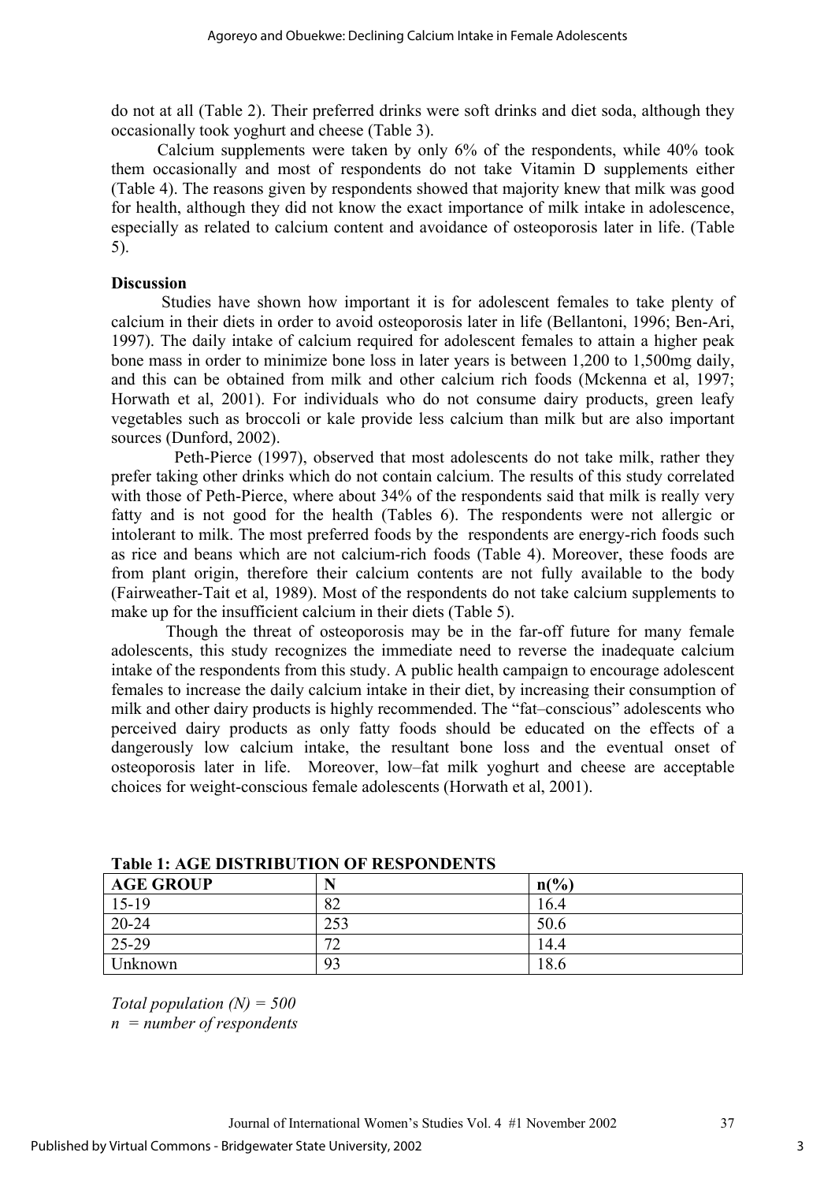do not at all (Table 2). Their preferred drinks were soft drinks and diet soda, although they occasionally took yoghurt and cheese (Table 3).

Calcium supplements were taken by only 6% of the respondents, while 40% took them occasionally and most of respondents do not take Vitamin D supplements either (Table 4). The reasons given by respondents showed that majority knew that milk was good for health, although they did not know the exact importance of milk intake in adolescence, especially as related to calcium content and avoidance of osteoporosis later in life. (Table 5).

**Discussion**

Studies have shown how important it is for adolescent females to take plenty of calcium in their diets in order to avoid osteoporosis later in life (Bellantoni, 1996; Ben-Ari, 1997). The daily intake of calcium required for adolescent females to attain a higher peak bone mass in order to minimize bone loss in later years is between 1,200 to 1,500mg daily, and this can be obtained from milk and other calcium rich foods (Mckenna et al, 1997; Horwath et al, 2001). For individuals who do not consume dairy products, green leafy vegetables such as broccoli or kale provide less calcium than milk but are also important sources (Dunford, 2002).

Peth-Pierce (1997), observed that most adolescents do not take milk, rather they prefer taking other drinks which do not contain calcium. The results of this study correlated with those of Peth-Pierce, where about 34% of the respondents said that milk is really very fatty and is not good for the health (Tables 6). The respondents were not allergic or intolerant to milk. The most preferred foods by the respondents are energy-rich foods such as rice and beans which are not calcium-rich foods (Table 4). Moreover, these foods are from plant origin, therefore their calcium contents are not fully available to the body (Fairweather-Tait et al, 1989). Most of the respondents do not take calcium supplements to make up for the insufficient calcium in their diets (Table 5).

Though the threat of osteoporosis may be in the far-off future for many female adolescents, this study recognizes the immediate need to reverse the inadequate calcium intake of the respondents from this study. A public health campaign to encourage adolescent females to increase the daily calcium intake in their diet, by increasing their consumption of milk and other dairy products is highly recommended. The "fat–conscious" adolescents who perceived dairy products as only fatty foods should be educated on the effects of a dangerously low calcium intake, the resultant bone loss and the eventual onset of osteoporosis later in life. Moreover, low–fat milk yoghurt and cheese are acceptable choices for weight-conscious female adolescents (Horwath et al, 2001).

**Table 1: AGE DISTRIBUTION OF RESPONDENTS**

| AGE GROUP | N | n(%) |
|---|---|---|
| 15-19 | 82 | 16.4 |
| 20-24 | 253 | 50.6 |
| 25-29 | 72 | 14.4 |
| Unknown | 93 | 18.6 |

*Total population (N) = 500*
*n = number of respondents*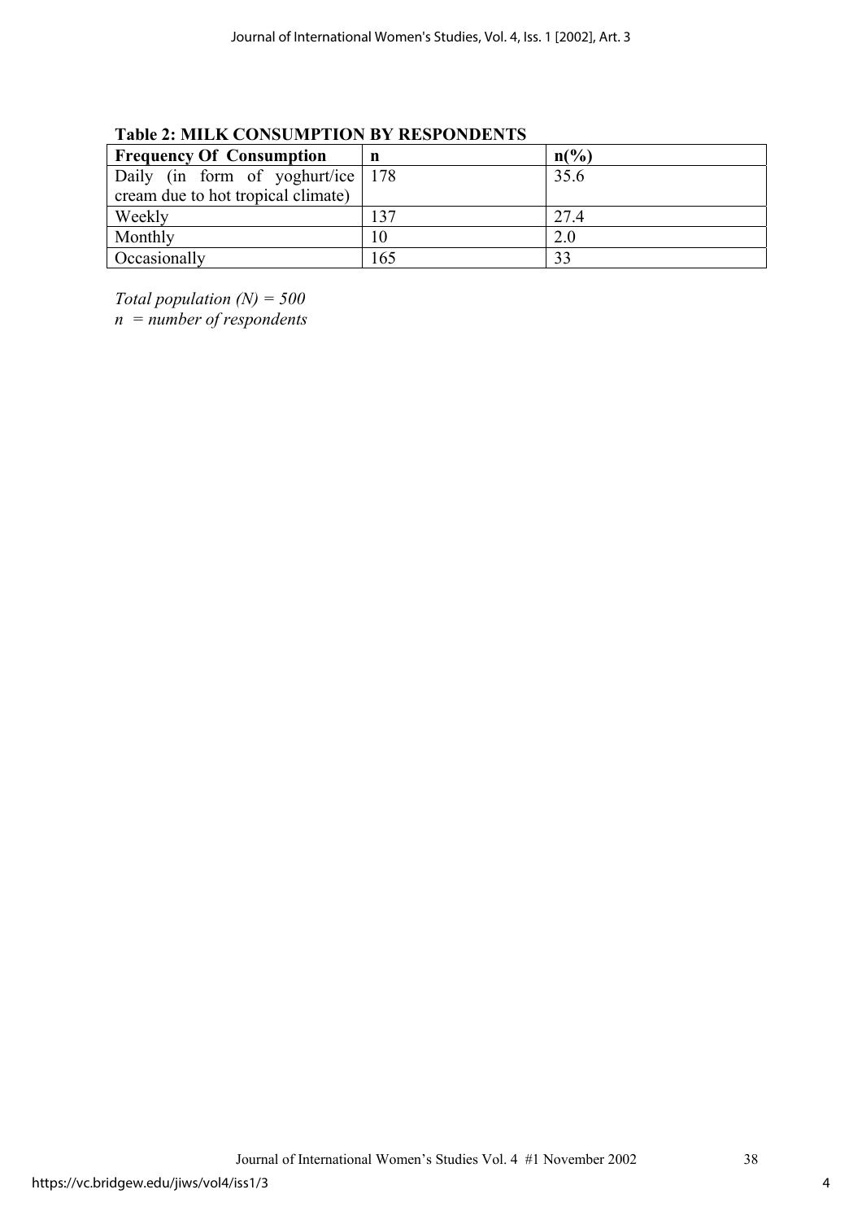**Table 2: MILK CONSUMPTION BY RESPONDENTS**

| Frequency Of Consumption | n | n(%) |
|---|---|---|
| Daily (in form of yoghurt/ice cream due to hot tropical climate) | 178 | 35.6 |
| Weekly | 137 | 27.4 |
| Monthly | 10 | 2.0 |
| Occasionally | 165 | 33 |

*Total population (N) = 500*
*n = number of respondents*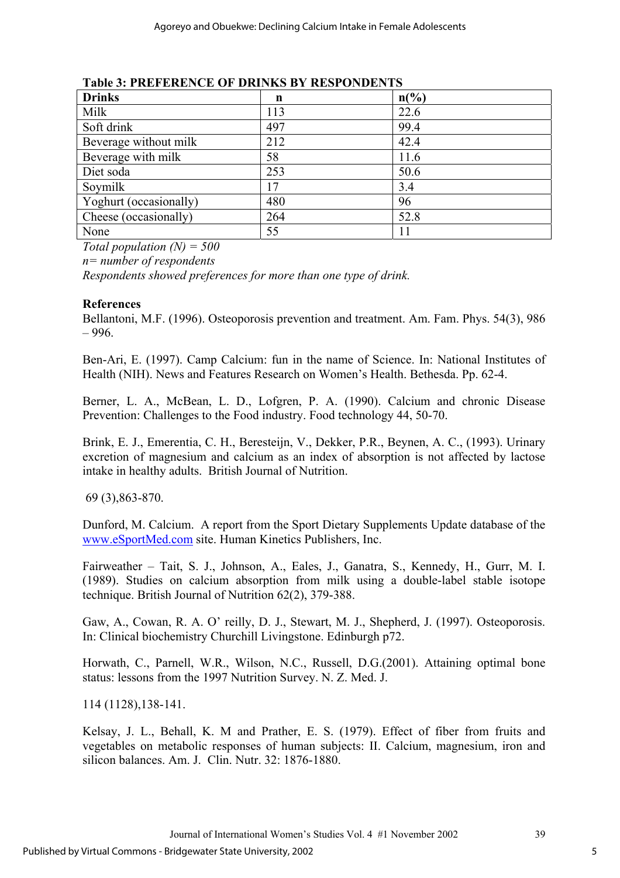**Table 3: PREFERENCE OF DRINKS BY RESPONDENTS**

| Drinks | n | n(%) |
|---|---|---|
| Milk | 113 | 22.6 |
| Soft drink | 497 | 99.4 |
| Beverage without milk | 212 | 42.4 |
| Beverage with milk | 58 | 11.6 |
| Diet soda | 253 | 50.6 |
| Soymilk | 17 | 3.4 |
| Yoghurt (occasionally) | 480 | 96 |
| Cheese (occasionally) | 264 | 52.8 |
| None | 55 | 11 |

*Total population (N) = 500*

*n= number of respondents*

*Respondents showed preferences for more than one type of drink.*

**References**

Bellantoni, M.F. (1996). Osteoporosis prevention and treatment. Am. Fam. Phys. 54(3), 986 – 996.

Ben-Ari, E. (1997). Camp Calcium: fun in the name of Science. In: National Institutes of Health (NIH). News and Features Research on Women's Health. Bethesda. Pp. 62-4.

Berner, L. A., McBean, L. D., Lofgren, P. A. (1990). Calcium and chronic Disease Prevention: Challenges to the Food industry. Food technology 44, 50-70.

Brink, E. J., Emerentia, C. H., Beresteijn, V., Dekker, P.R., Beynen, A. C., (1993). Urinary excretion of magnesium and calcium as an index of absorption is not affected by lactose intake in healthy adults. British Journal of Nutrition.

69 (3),863-870.

Dunford, M. Calcium. A report from the Sport Dietary Supplements Update database of the www.eSportMed.com site. Human Kinetics Publishers, Inc.

Fairweather – Tait, S. J., Johnson, A., Eales, J., Ganatra, S., Kennedy, H., Gurr, M. I. (1989). Studies on calcium absorption from milk using a double-label stable isotope technique. British Journal of Nutrition 62(2), 379-388.

Gaw, A., Cowan, R. A. O' reilly, D. J., Stewart, M. J., Shepherd, J. (1997). Osteoporosis. In: Clinical biochemistry Churchill Livingstone. Edinburgh p72.

Horwath, C., Parnell, W.R., Wilson, N.C., Russell, D.G.(2001). Attaining optimal bone status: lessons from the 1997 Nutrition Survey. N. Z. Med. J.

114 (1128),138-141.

Kelsay, J. L., Behall, K. M and Prather, E. S. (1979). Effect of fiber from fruits and vegetables on metabolic responses of human subjects: II. Calcium, magnesium, iron and silicon balances. Am. J. Clin. Nutr. 32: 1876-1880.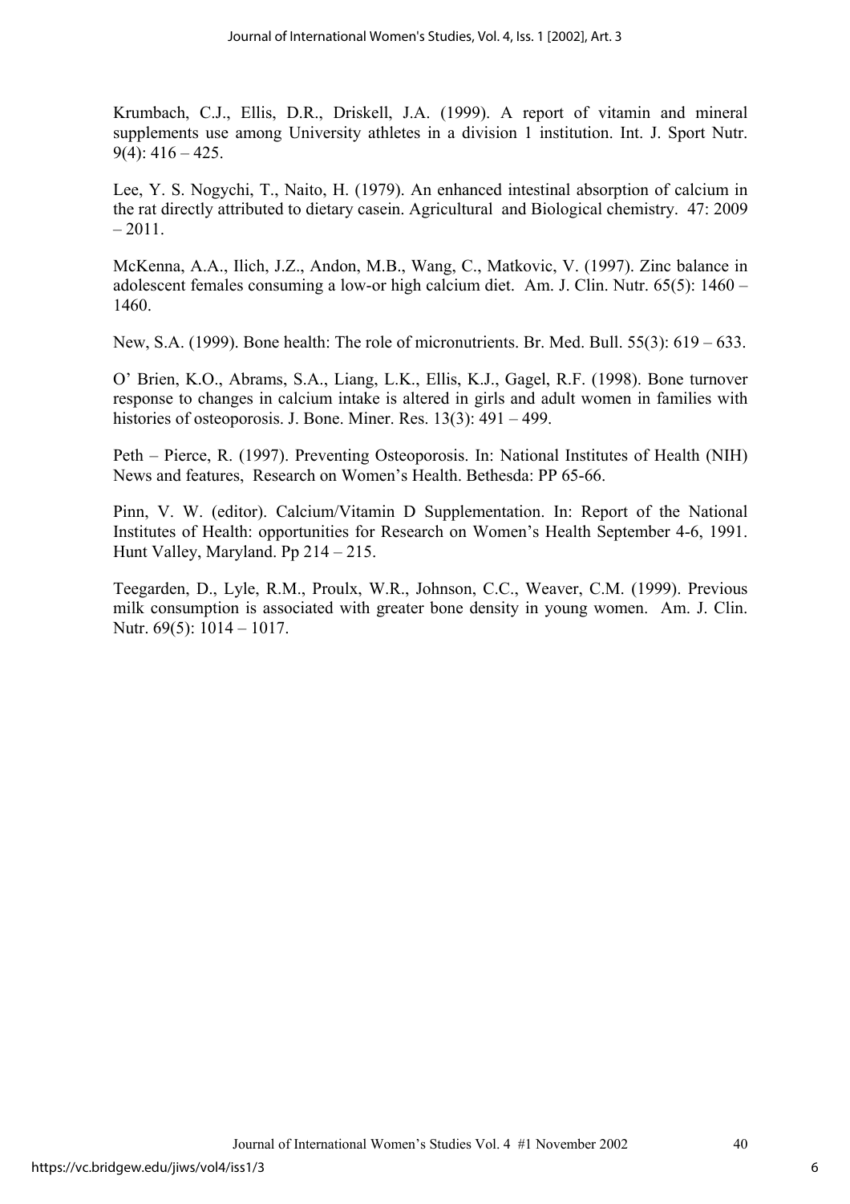Krumbach, C.J., Ellis, D.R., Driskell, J.A. (1999). A report of vitamin and mineral supplements use among University athletes in a division 1 institution. Int. J. Sport Nutr. 9(4): 416 – 425.

Lee, Y. S. Nogychi, T., Naito, H. (1979). An enhanced intestinal absorption of calcium in the rat directly attributed to dietary casein. Agricultural and Biological chemistry. 47: 2009 – 2011.

McKenna, A.A., Ilich, J.Z., Andon, M.B., Wang, C., Matkovic, V. (1997). Zinc balance in adolescent females consuming a low-or high calcium diet. Am. J. Clin. Nutr. 65(5): 1460 – 1460.

New, S.A. (1999). Bone health: The role of micronutrients. Br. Med. Bull. 55(3): 619 – 633.

O' Brien, K.O., Abrams, S.A., Liang, L.K., Ellis, K.J., Gagel, R.F. (1998). Bone turnover response to changes in calcium intake is altered in girls and adult women in families with histories of osteoporosis. J. Bone. Miner. Res. 13(3): 491 – 499.

Peth – Pierce, R. (1997). Preventing Osteoporosis. In: National Institutes of Health (NIH) News and features, Research on Women's Health. Bethesda: PP 65-66.

Pinn, V. W. (editor). Calcium/Vitamin D Supplementation. In: Report of the National Institutes of Health: opportunities for Research on Women's Health September 4-6, 1991. Hunt Valley, Maryland. Pp 214 – 215.

Teegarden, D., Lyle, R.M., Proulx, W.R., Johnson, C.C., Weaver, C.M. (1999). Previous milk consumption is associated with greater bone density in young women. Am. J. Clin. Nutr. 69(5): 1014 – 1017.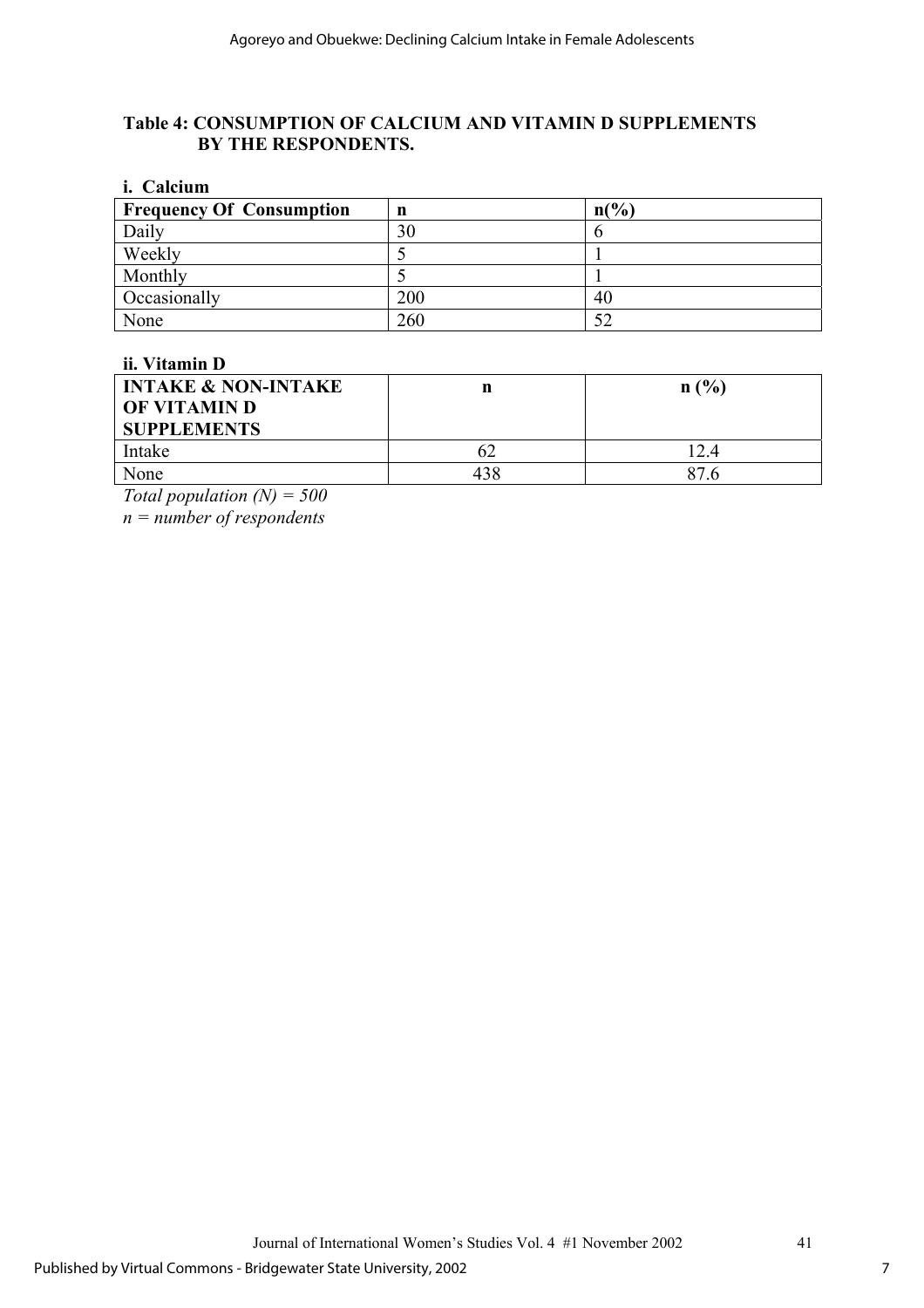**Table 4: CONSUMPTION OF CALCIUM AND VITAMIN D SUPPLEMENTS BY THE RESPONDENTS.**

**i. Calcium**

| Frequency Of Consumption | n | n(%) |
|---|---|---|
| Daily | 30 | 6 |
| Weekly | 5 | 1 |
| Monthly | 5 | 1 |
| Occasionally | 200 | 40 |
| None | 260 | 52 |

**ii. Vitamin D**

| INTAKE & NON-INTAKE OF VITAMIN D SUPPLEMENTS | n | n (%) |
|---|---|---|
| Intake | 62 | 12.4 |
| None | 438 | 87.6 |

*Total population (N) = 500*
*n = number of respondents*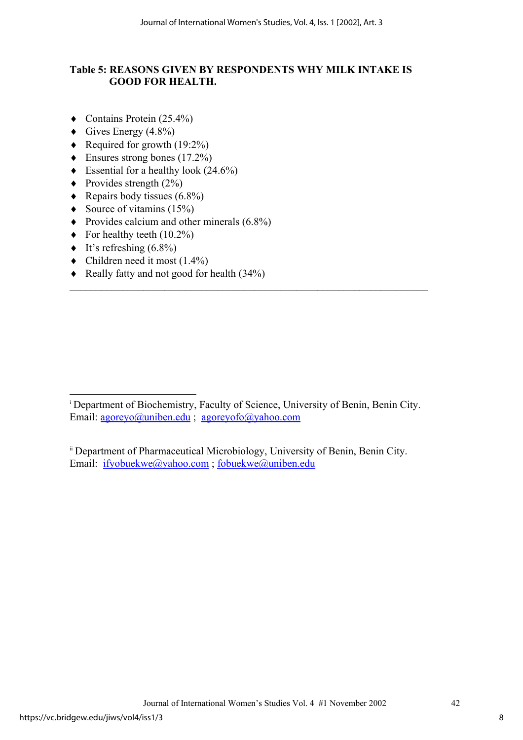**Table 5: REASONS GIVEN BY RESPONDENTS WHY MILK INTAKE IS GOOD FOR HEALTH.**

- Contains Protein (25.4%)
- Gives Energy (4.8%)
- Required for growth (19:2%)
- Ensures strong bones (17.2%)
- Essential for a healthy look (24.6%)
- Provides strength (2%)
- Repairs body tissues (6.8%)
- Source of vitamins (15%)
- Provides calcium and other minerals (6.8%)
- For healthy teeth (10.2%)
- It's refreshing (6.8%)
- Children need it most (1.4%)
- Really fatty and not good for health (34%)

---

[i] Department of Biochemistry, Faculty of Science, University of Benin, Benin City. Email: agoreyo@uniben.edu ; agoreyofo@yahoo.com

[ii] Department of Pharmaceutical Microbiology, University of Benin, Benin City. Email: ifyobuekwe@yahoo.com ; fobuekwe@uniben.edu